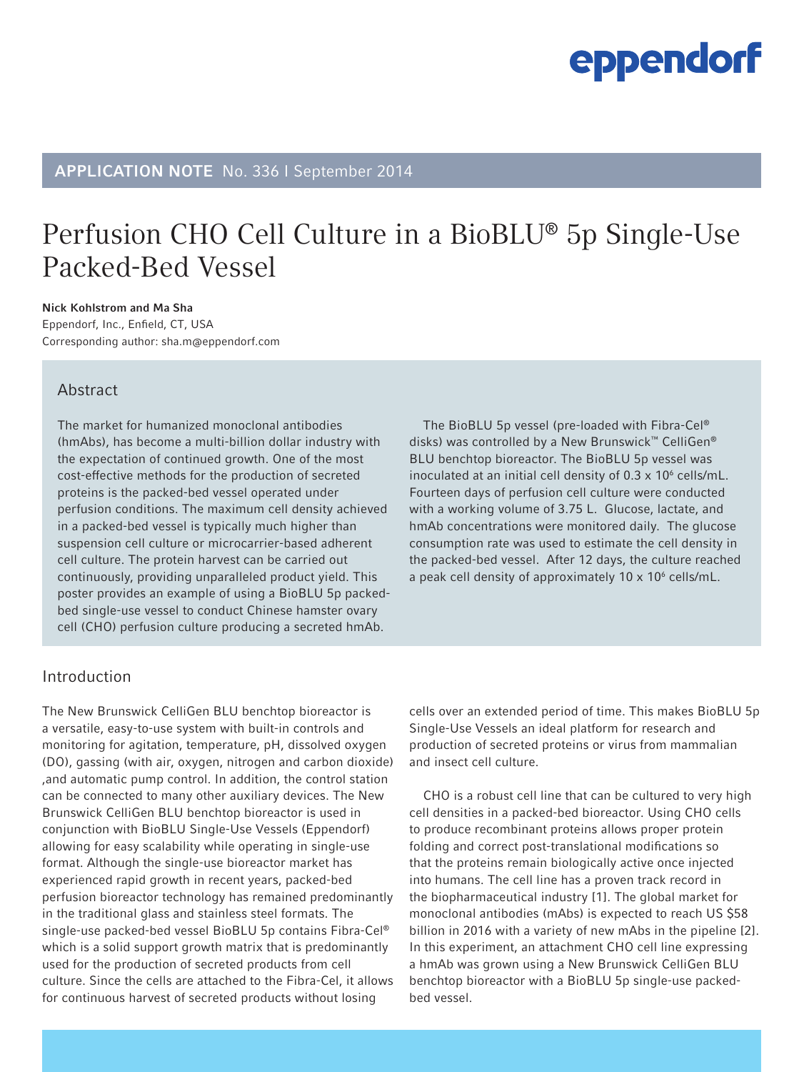**APPLICATION NOTE** No. 336 I September 2014

# Perfusion CHO Cell Culture in a BioBLU® 5p Single-Use Packed-Bed Vessel

**Nick Kohlstrom and Ma Sha**

Eppendorf, Inc., Enfield, CT, USA

Corresponding author: sha.m@eppendorf.com

## Abstract

The market for humanized monoclonal antibodies (hmAbs), has become a multi-billion dollar industry with the expectation of continued growth. One of the most cost-effective methods for the production of secreted proteins is the packed-bed vessel operated under perfusion conditions. The maximum cell density achieved in a packed-bed vessel is typically much higher than suspension cell culture or microcarrier-based adherent cell culture. The protein harvest can be carried out continuously, providing unparalleled product yield. This poster provides an example of using a BioBLU 5p packed-bed single-use vessel to conduct Chinese hamster ovary cell (CHO) perfusion culture producing a secreted hmAb.

The BioBLU 5p vessel (pre-loaded with Fibra-Cel® disks) was controlled by a New Brunswick™ CelliGen® BLU benchtop bioreactor. The BioBLU 5p vessel was inoculated at an initial cell density of 0.3 x $10^6$ cells/mL. Fourteen days of perfusion cell culture were conducted with a working volume of 3.75 L. Glucose, lactate, and hmAb concentrations were monitored daily. The glucose consumption rate was used to estimate the cell density in the packed-bed vessel. After 12 days, the culture reached a peak cell density of approximately 10 x $10^6$ cells/mL.

## Introduction

The New Brunswick CelliGen BLU benchtop bioreactor is a versatile, easy-to-use system with built-in controls and monitoring for agitation, temperature, pH, dissolved oxygen (DO), gassing (with air, oxygen, nitrogen and carbon dioxide) ,and automatic pump control. In addition, the control station can be connected to many other auxiliary devices. The New Brunswick CelliGen BLU benchtop bioreactor is used in conjunction with BioBLU Single-Use Vessels (Eppendorf) allowing for easy scalability while operating in single-use format. Although the single-use bioreactor market has experienced rapid growth in recent years, packed-bed perfusion bioreactor technology has remained predominantly in the traditional glass and stainless steel formats. The single-use packed-bed vessel BioBLU 5p contains Fibra-Cel® which is a solid support growth matrix that is predominantly used for the production of secreted products from cell culture. Since the cells are attached to the Fibra-Cel, it allows for continuous harvest of secreted products without losing cells over an extended period of time. This makes BioBLU 5p Single-Use Vessels an ideal platform for research and production of secreted proteins or virus from mammalian and insect cell culture.

CHO is a robust cell line that can be cultured to very high cell densities in a packed-bed bioreactor. Using CHO cells to produce recombinant proteins allows proper protein folding and correct post-translational modifications so that the proteins remain biologically active once injected into humans. The cell line has a proven track record in the biopharmaceutical industry [1]. The global market for monoclonal antibodies (mAbs) is expected to reach US $58 billion in 2016 with a variety of new mAbs in the pipeline [2]. In this experiment, an attachment CHO cell line expressing a hmAb was grown using a New Brunswick CelliGen BLU benchtop bioreactor with a BioBLU 5p single-use packed-bed vessel.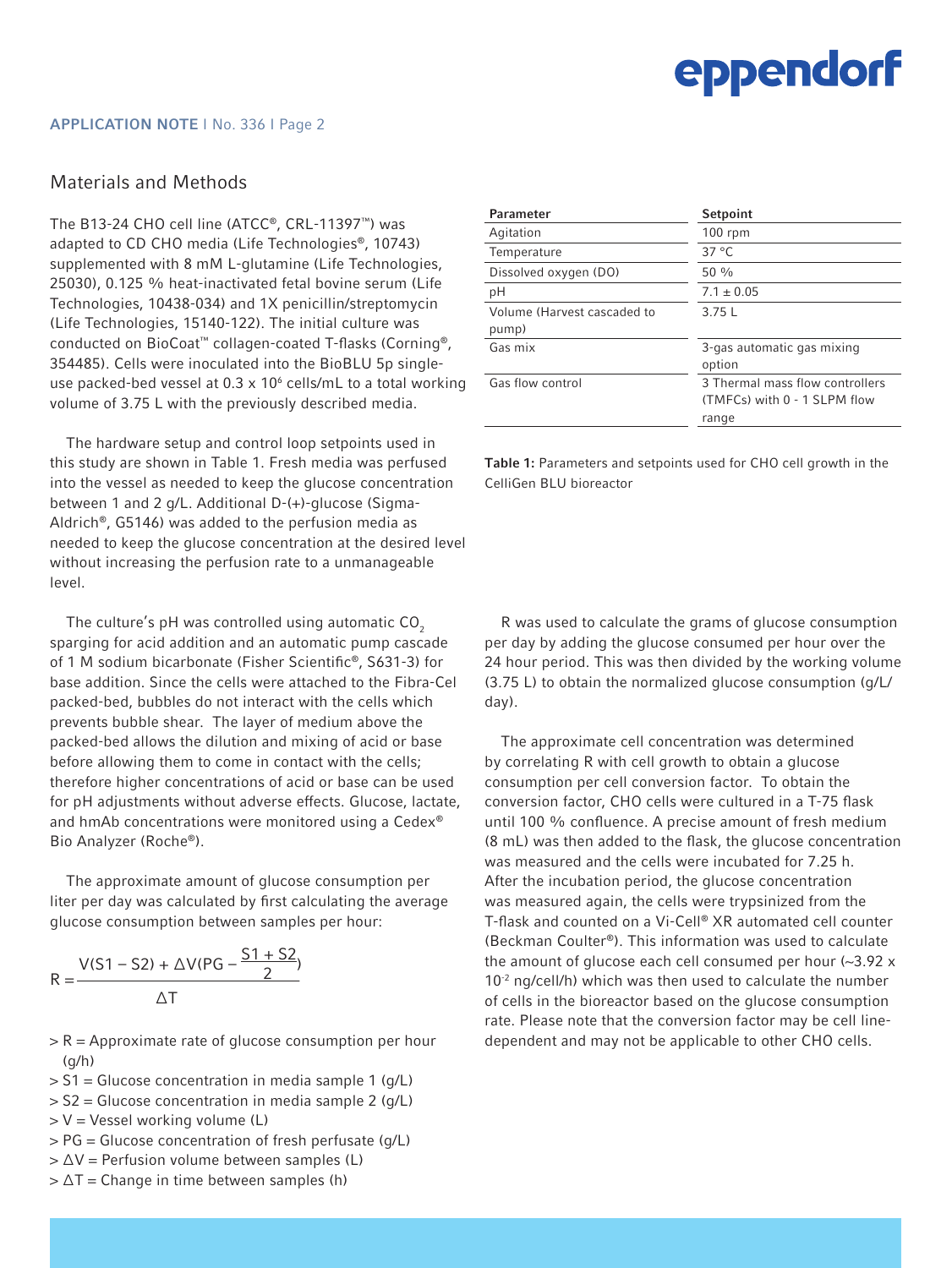## Materials and Methods

The B13-24 CHO cell line (ATCC®, CRL-11397™) was adapted to CD CHO media (Life Technologies®, 10743) supplemented with 8 mM L-glutamine (Life Technologies, 25030), 0.125 % heat-inactivated fetal bovine serum (Life Technologies, 10438-034) and 1X penicillin/streptomycin (Life Technologies, 15140-122). The initial culture was conducted on BioCoat™ collagen-coated T-flasks (Corning®, 354485). Cells were inoculated into the BioBLU 5p single-use packed-bed vessel at $0.3 \times 10^6$ cells/mL to a total working volume of 3.75 L with the previously described media.

The hardware setup and control loop setpoints used in this study are shown in Table 1. Fresh media was perfused into the vessel as needed to keep the glucose concentration between 1 and 2 g/L. Additional D-(+)-glucose (Sigma-Aldrich®, G5146) was added to the perfusion media as needed to keep the glucose concentration at the desired level without increasing the perfusion rate to a unmanageable level.

The culture's pH was controlled using automatic $CO_2$ sparging for acid addition and an automatic pump cascade of 1 M sodium bicarbonate (Fisher Scientific®, S631-3) for base addition. Since the cells were attached to the Fibra-Cel packed-bed, bubbles do not interact with the cells which prevents bubble shear. The layer of medium above the packed-bed allows the dilution and mixing of acid or base before allowing them to come in contact with the cells; therefore higher concentrations of acid or base can be used for pH adjustments without adverse effects. Glucose, lactate, and hmAb concentrations were monitored using a Cedex® Bio Analyzer (Roche®).

The approximate amount of glucose consumption per liter per day was calculated by first calculating the average glucose consumption between samples per hour:

$$R = \frac{V(S1 - S2) + \Delta V(PG - \frac{S1 + S2}{2})}{\Delta T}$$

- > R = Approximate rate of glucose consumption per hour (g/h)
- > S1 = Glucose concentration in media sample 1 (g/L)
- > S2 = Glucose concentration in media sample 2 (g/L)
- > V = Vessel working volume (L)
- > PG = Glucose concentration of fresh perfusate (g/L)
- > $\Delta V$ = Perfusion volume between samples (L)
- > $\Delta T$ = Change in time between samples (h)

| Parameter | Setpoint |
|---|---|
| Agitation | 100 rpm |
| Temperature | 37 °C |
| Dissolved oxygen (DO) | 50 % |
| pH | 7.1 ± 0.05 |
| Volume (Harvest cascaded to pump) | 3.75 L |
| Gas mix | 3-gas automatic gas mixing option |
| Gas flow control | 3 Thermal mass flow controllers (TMFCs) with 0 - 1 SLPM flow range |

**Table 1:** Parameters and setpoints used for CHO cell growth in the CelliGen BLU bioreactor

R was used to calculate the grams of glucose consumption per day by adding the glucose consumed per hour over the 24 hour period. This was then divided by the working volume (3.75 L) to obtain the normalized glucose consumption (g/L/day).

The approximate cell concentration was determined by correlating R with cell growth to obtain a glucose consumption per cell conversion factor. To obtain the conversion factor, CHO cells were cultured in a T-75 flask until 100 % confluence. A precise amount of fresh medium (8 mL) was then added to the flask, the glucose concentration was measured and the cells were incubated for 7.25 h. After the incubation period, the glucose concentration was measured again, the cells were trypsinized from the T-flask and counted on a Vi-Cell® XR automated cell counter (Beckman Coulter®). This information was used to calculate the amount of glucose each cell consumed per hour (~$3.92 \times 10^{-2}$ ng/cell/h) which was then used to calculate the number of cells in the bioreactor based on the glucose consumption rate. Please note that the conversion factor may be cell line-dependent and may not be applicable to other CHO cells.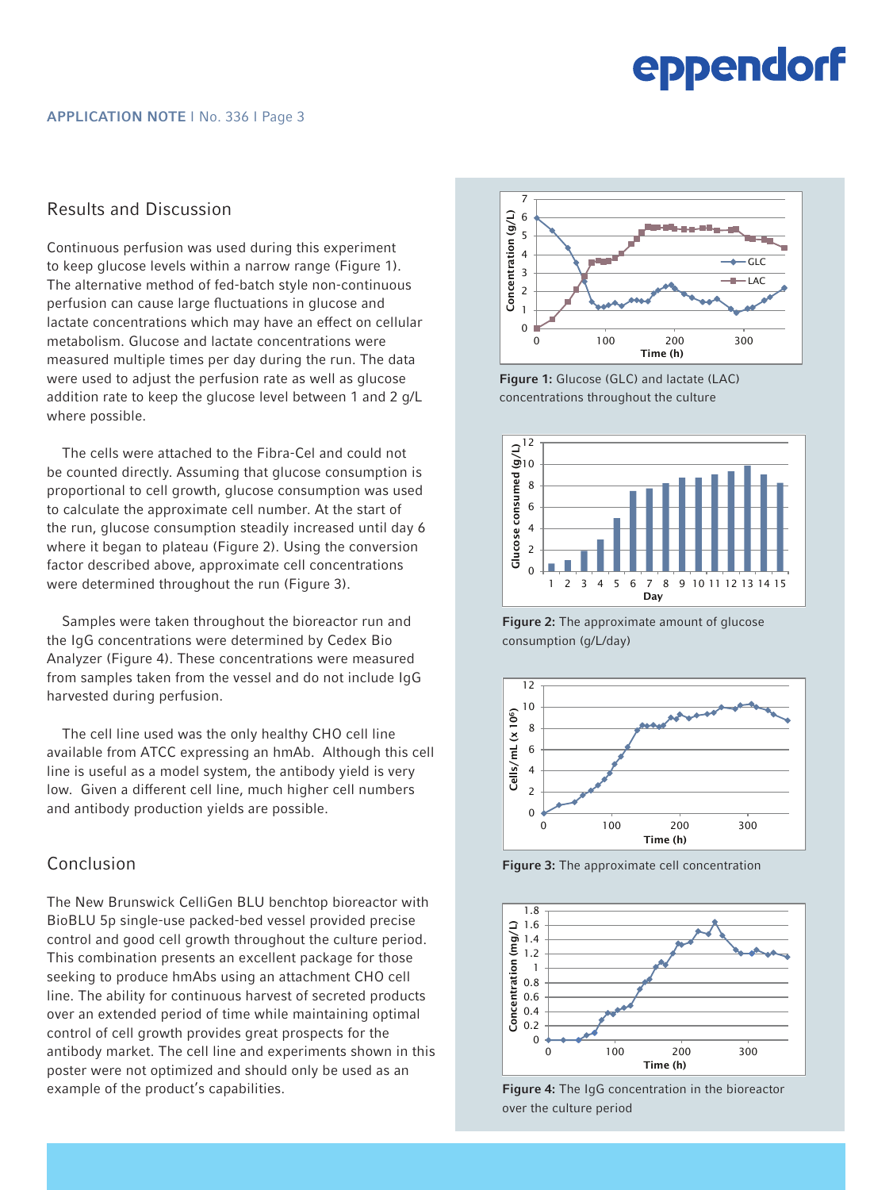## Results and Discussion

Continuous perfusion was used during this experiment to keep glucose levels within a narrow range (Figure 1). The alternative method of fed-batch style non-continuous perfusion can cause large fluctuations in glucose and lactate concentrations which may have an effect on cellular metabolism. Glucose and lactate concentrations were measured multiple times per day during the run. The data were used to adjust the perfusion rate as well as glucose addition rate to keep the glucose level between 1 and 2 g/L where possible.

The cells were attached to the Fibra-Cel and could not be counted directly. Assuming that glucose consumption is proportional to cell growth, glucose consumption was used to calculate the approximate cell number. At the start of the run, glucose consumption steadily increased until day 6 where it began to plateau (Figure 2). Using the conversion factor described above, approximate cell concentrations were determined throughout the run (Figure 3).

Samples were taken throughout the bioreactor run and the IgG concentrations were determined by Cedex Bio Analyzer (Figure 4). These concentrations were measured from samples taken from the vessel and do not include IgG harvested during perfusion.

The cell line used was the only healthy CHO cell line available from ATCC expressing an hmAb. Although this cell line is useful as a model system, the antibody yield is very low. Given a different cell line, much higher cell numbers and antibody production yields are possible.

## Conclusion

The New Brunswick CelliGen BLU benchtop bioreactor with BioBLU 5p single-use packed-bed vessel provided precise control and good cell growth throughout the culture period. This combination presents an excellent package for those seeking to produce hmAbs using an attachment CHO cell line. The ability for continuous harvest of secreted products over an extended period of time while maintaining optimal control of cell growth provides great prospects for the antibody market. The cell line and experiments shown in this poster were not optimized and should only be used as an example of the product's capabilities.

**Figure 1:** Glucose (GLC) and lactate (LAC) concentrations throughout the culture

**Figure 2:** The approximate amount of glucose consumption (g/L/day)

**Figure 3:** The approximate cell concentration

**Figure 4:** The IgG concentration in the bioreactor over the culture period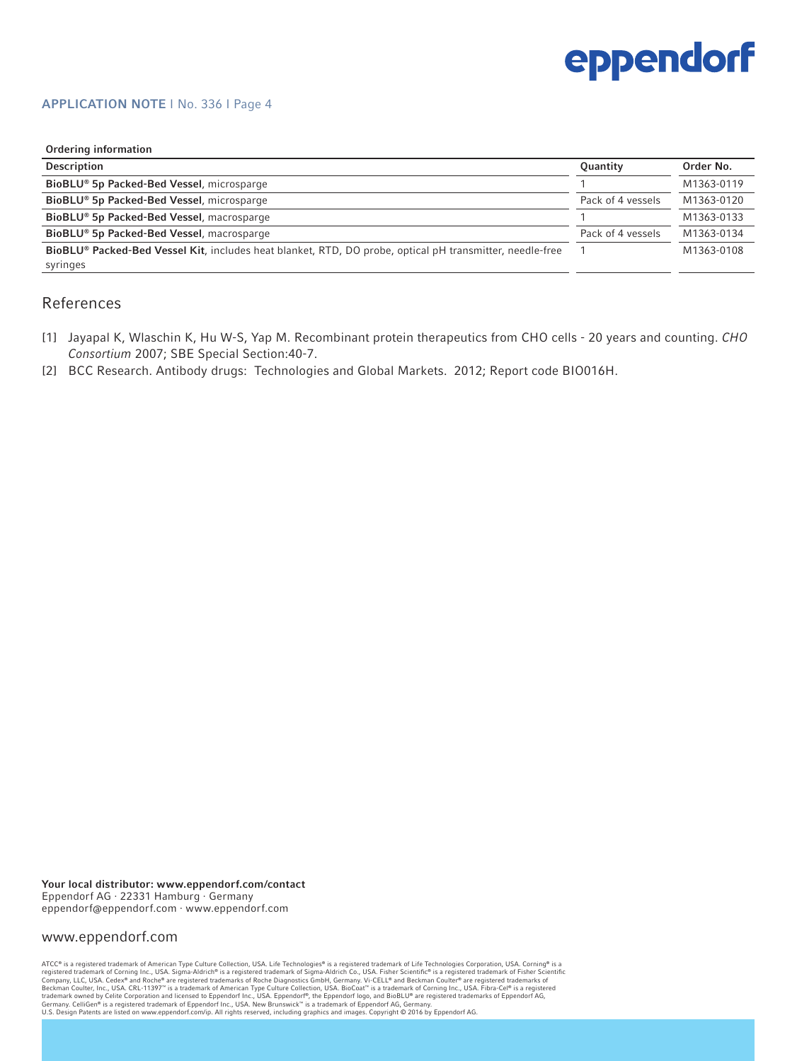### Ordering information

| Description | Quantity | Order No. |
|---|---|---|
| **BioBLU® 5p Packed-Bed Vessel**, microsparge | 1 | M1363-0119 |
| **BioBLU® 5p Packed-Bed Vessel**, microsparge | Pack of 4 vessels | M1363-0120 |
| **BioBLU® 5p Packed-Bed Vessel**, macrosparge | 1 | M1363-0133 |
| **BioBLU® 5p Packed-Bed Vessel**, macrosparge | Pack of 4 vessels | M1363-0134 |
| **BioBLU® Packed-Bed Vessel Kit**, includes heat blanket, RTD, DO probe, optical pH transmitter, needle-free syringes | 1 | M1363-0108 |

## References

[1] Jayapal K, Wlaschin K, Hu W-S, Yap M. Recombinant protein therapeutics from CHO cells - 20 years and counting. *CHO Consortium* 2007; SBE Special Section:40-7.

[2] BCC Research. Antibody drugs: Technologies and Global Markets. 2012; Report code BIO016H.

**Your local distributor: www.eppendorf.com/contact**
Eppendorf AG · 22331 Hamburg · Germany
eppendorf@eppendorf.com · www.eppendorf.com

www.eppendorf.com

ATCC® is a registered trademark of American Type Culture Collection, USA. Life Technologies® is a registered trademark of Life Technologies Corporation, USA. Corning® is a registered trademark of Corning Inc., USA. Sigma-Aldrich® is a registered trademark of Sigma-Aldrich Co., USA. Fisher Scientific® is a registered trademark of Fisher Scientific Company, LLC, USA. Cedex® and Roche® are registered trademarks of Roche Diagnostics GmbH, Germany. Vi-CELL® and Beckman Coulter® are registered trademarks of Beckman Coulter, Inc., USA. CRL-11397™ is a trademark of American Type Culture Collection, USA. BioCoat™ is a trademark of Corning Inc., USA. Fibra-Cel® is a registered trademark owned by Celite Corporation and licensed to Eppendorf Inc., USA. Eppendorf®, the Eppendorf logo, and BioBLU® are registered trademarks of Eppendorf AG, Germany. CelliGen® is a registered trademark of Eppendorf Inc., USA. New Brunswick™ is a trademark of Eppendorf AG, Germany.
U.S. Design Patents are listed on www.eppendorf.com/ip. All rights reserved, including graphics and images. Copyright © 2016 by Eppendorf AG.